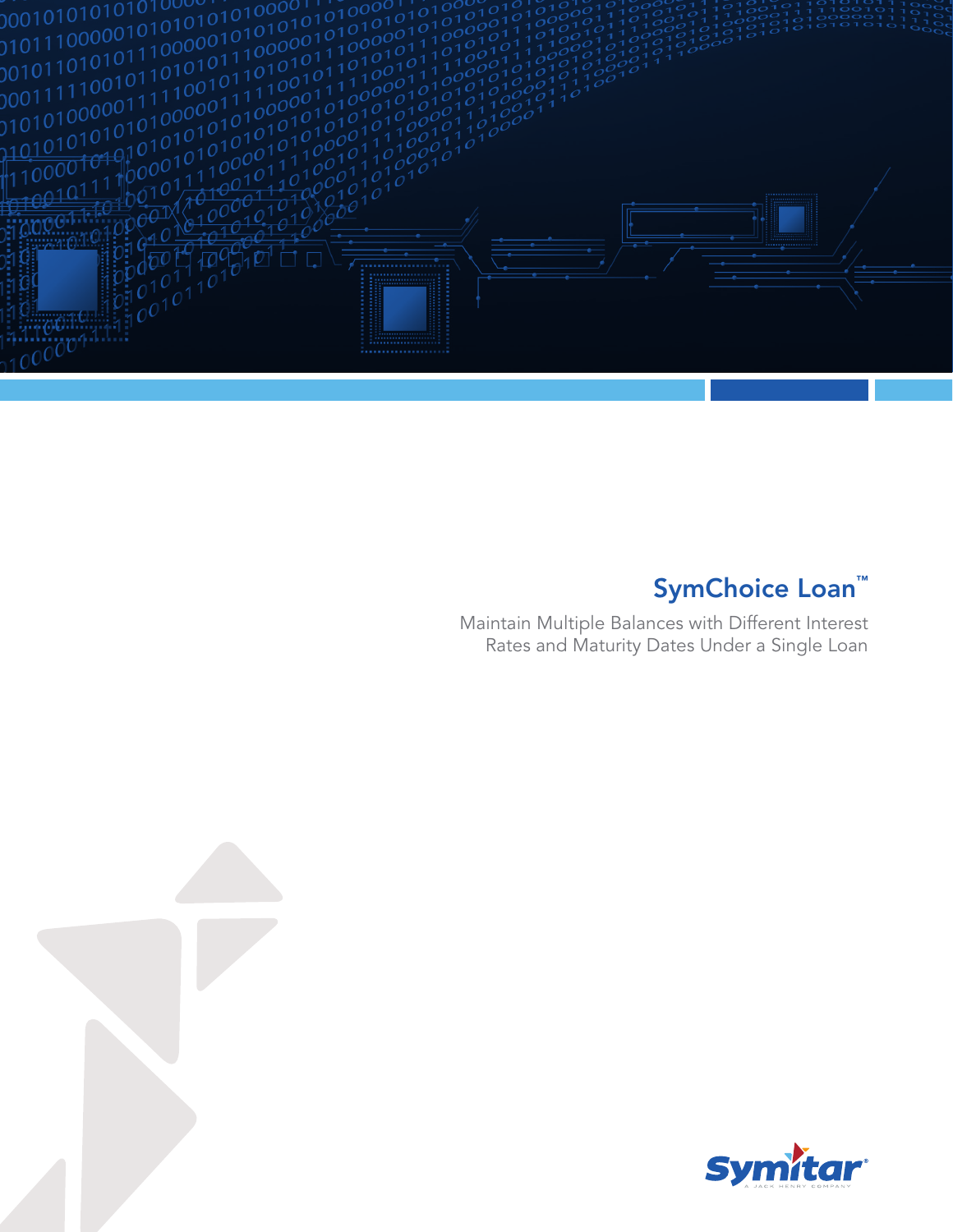# SymChoice Loan™

Maintain Multiple Balances with Different Interest Rates and Maturity Dates Under a Single Loan

Symitar® A JACK HENRY COMPANY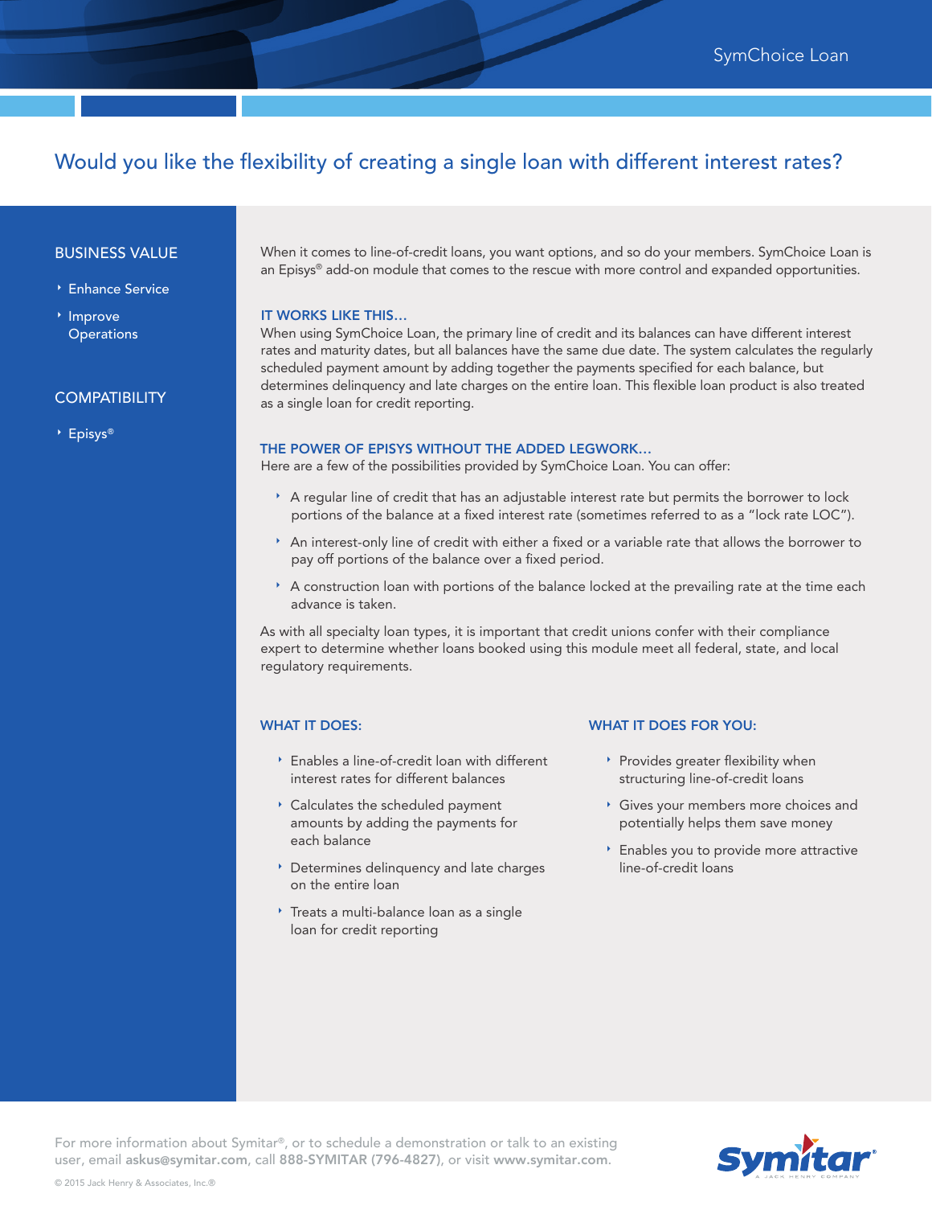SymChoice Loan

# Would you like the flexibility of creating a single loan with different interest rates?

## BUSINESS VALUE

- Enhance Service
- Improve Operations

## COMPATIBILITY

- Episys®

When it comes to line-of-credit loans, you want options, and so do your members. SymChoice Loan is an Episys® add-on module that comes to the rescue with more control and expanded opportunities.

### IT WORKS LIKE THIS…

When using SymChoice Loan, the primary line of credit and its balances can have different interest rates and maturity dates, but all balances have the same due date. The system calculates the regularly scheduled payment amount by adding together the payments specified for each balance, but determines delinquency and late charges on the entire loan. This flexible loan product is also treated as a single loan for credit reporting.

### THE POWER OF EPISYS WITHOUT THE ADDED LEGWORK…

Here are a few of the possibilities provided by SymChoice Loan. You can offer:

- A regular line of credit that has an adjustable interest rate but permits the borrower to lock portions of the balance at a fixed interest rate (sometimes referred to as a "lock rate LOC").
- An interest-only line of credit with either a fixed or a variable rate that allows the borrower to pay off portions of the balance over a fixed period.
- A construction loan with portions of the balance locked at the prevailing rate at the time each advance is taken.

As with all specialty loan types, it is important that credit unions confer with their compliance expert to determine whether loans booked using this module meet all federal, state, and local regulatory requirements.

### WHAT IT DOES:

- Enables a line-of-credit loan with different interest rates for different balances
- Calculates the scheduled payment amounts by adding the payments for each balance
- Determines delinquency and late charges on the entire loan
- Treats a multi-balance loan as a single loan for credit reporting

### WHAT IT DOES FOR YOU:

- Provides greater flexibility when structuring line-of-credit loans
- Gives your members more choices and potentially helps them save money
- Enables you to provide more attractive line-of-credit loans

For more information about Symitar®, or to schedule a demonstration or talk to an existing user, email **askus@symitar.com**, call **888-SYMITAR (796-4827)**, or visit **www.symitar.com**.

Symitar® A JACK HENRY COMPANY

© 2015 Jack Henry & Associates, Inc.®